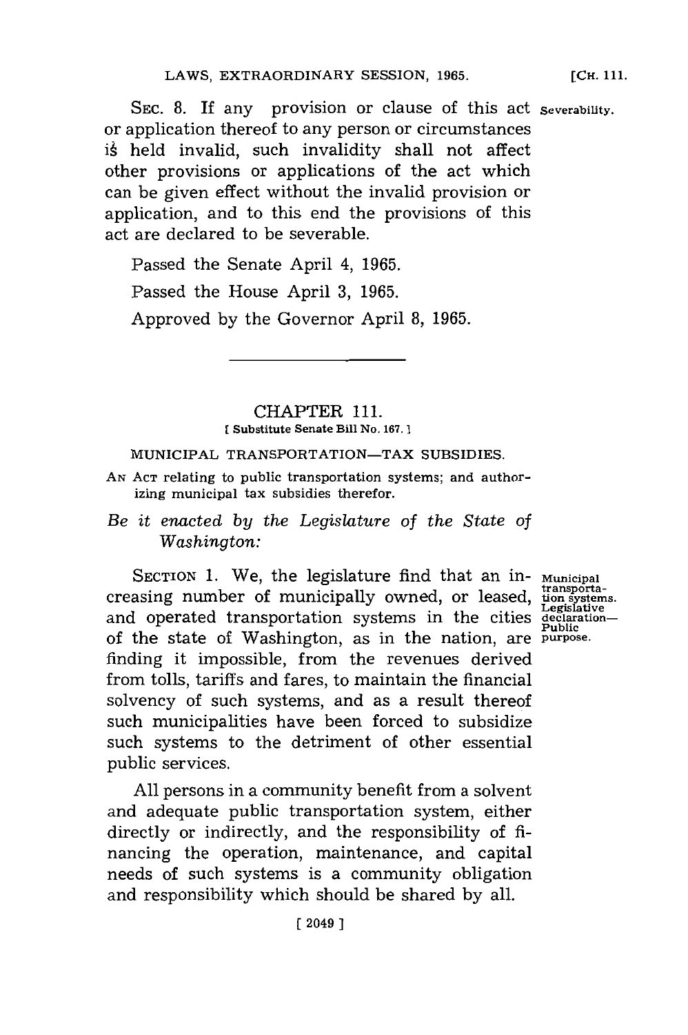SEC. 8. If any provision or clause of this act or application thereof to any person or circumstances is held invalid, such invalidity shall not affect other provisions or applications of the act which can be given effect without the invalid provision or application, and to this end the provisions of this act are declared to be severable.

Severability.

Passed the Senate April 4, 1965.

Passed the House April 3, 1965.

Approved by the Governor April 8, 1965.

---

## CHAPTER 111.

[ Substitute Senate Bill No. 167. ]

### MUNICIPAL TRANSPORTATION—TAX SUBSIDIES.

AN ACT relating to public transportation systems; and authorizing municipal tax subsidies therefor.

*Be it enacted by the Legislature of the State of Washington:*

SECTION 1. We, the legislature find that an increasing number of municipally owned, or leased, and operated transportation systems in the cities of the state of Washington, as in the nation, are finding it impossible, from the revenues derived from tolls, tariffs and fares, to maintain the financial solvency of such systems, and as a result thereof such municipalities have been forced to subsidize such systems to the detriment of other essential public services.

Municipal transportation systems. Legislative declaration—Public purpose.

All persons in a community benefit from a solvent and adequate public transportation system, either directly or indirectly, and the responsibility of financing the operation, maintenance, and capital needs of such systems is a community obligation and responsibility which should be shared by all.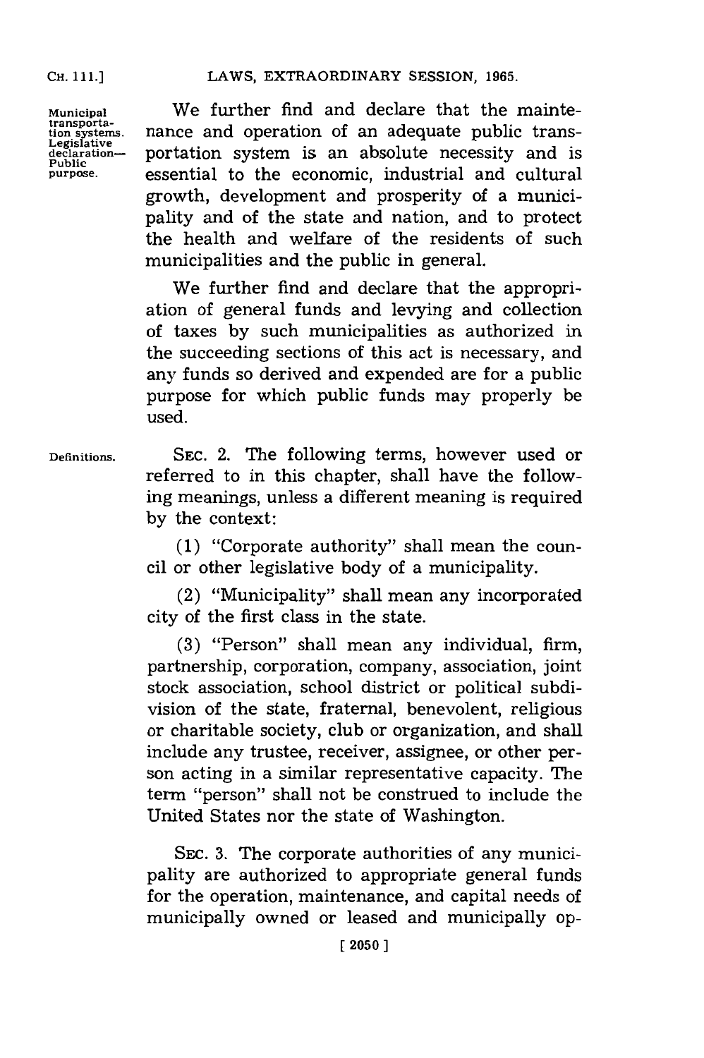Municipal transportation systems. Legislative declaration—Public purpose.

We further find and declare that the maintenance and operation of an adequate public transportation system is an absolute necessity and is essential to the economic, industrial and cultural growth, development and prosperity of a municipality and of the state and nation, and to protect the health and welfare of the residents of such municipalities and the public in general.

We further find and declare that the appropriation of general funds and levying and collection of taxes by such municipalities as authorized in the succeeding sections of this act is necessary, and any funds so derived and expended are for a public purpose for which public funds may properly be used.

Definitions.

SEC. 2. The following terms, however used or referred to in this chapter, shall have the following meanings, unless a different meaning is required by the context:

(1) "Corporate authority" shall mean the council or other legislative body of a municipality.

(2) "Municipality" shall mean any incorporated city of the first class in the state.

(3) "Person" shall mean any individual, firm, partnership, corporation, company, association, joint stock association, school district or political subdivision of the state, fraternal, benevolent, religious or charitable society, club or organization, and shall include any trustee, receiver, assignee, or other person acting in a similar representative capacity. The term "person" shall not be construed to include the United States nor the state of Washington.

SEC. 3. The corporate authorities of any municipality are authorized to appropriate general funds for the operation, maintenance, and capital needs of municipally owned or leased and municipally op-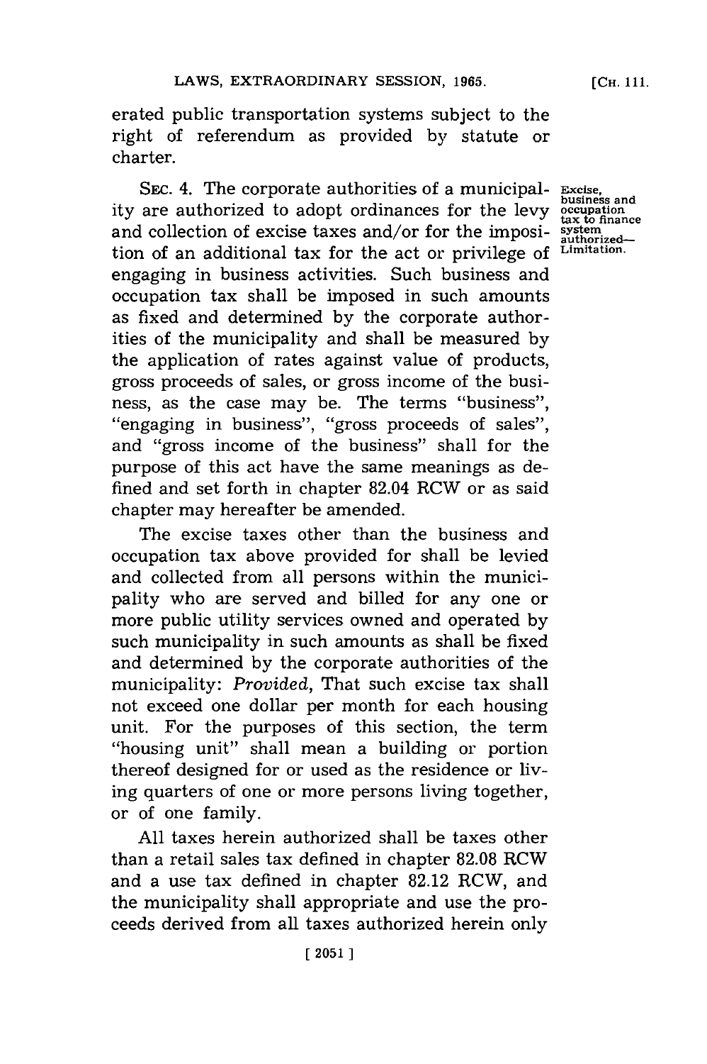erated public transportation systems subject to the right of referendum as provided by statute or charter.

SEC. 4. The corporate authorities of a municipality are authorized to adopt ordinances for the levy and collection of excise taxes and/or for the imposition of an additional tax for the act or privilege of engaging in business activities. Such business and occupation tax shall be imposed in such amounts as fixed and determined by the corporate authorities of the municipality and shall be measured by the application of rates against value of products, gross proceeds of sales, or gross income of the business, as the case may be. The terms "business", "engaging in business", "gross proceeds of sales", and "gross income of the business" shall for the purpose of this act have the same meanings as defined and set forth in chapter 82.04 RCW or as said chapter may hereafter be amended.

Excise, business and occupation tax to finance system authorized—Limitation.

The excise taxes other than the business and occupation tax above provided for shall be levied and collected from all persons within the municipality who are served and billed for any one or more public utility services owned and operated by such municipality in such amounts as shall be fixed and determined by the corporate authorities of the municipality: *Provided*, That such excise tax shall not exceed one dollar per month for each housing unit. For the purposes of this section, the term "housing unit" shall mean a building or portion thereof designed for or used as the residence or living quarters of one or more persons living together, or of one family.

All taxes herein authorized shall be taxes other than a retail sales tax defined in chapter 82.08 RCW and a use tax defined in chapter 82.12 RCW, and the municipality shall appropriate and use the proceeds derived from all taxes authorized herein only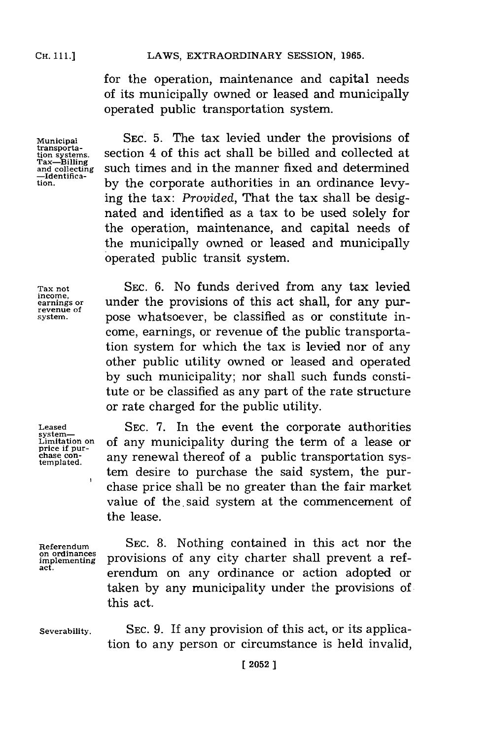for the operation, maintenance and capital needs of its municipally owned or leased and municipally operated public transportation system.

Municipal transportation systems. Tax—Billing and collecting —Identification.

SEC. 5. The tax levied under the provisions of section 4 of this act shall be billed and collected at such times and in the manner fixed and determined by the corporate authorities in an ordinance levying the tax: *Provided*, That the tax shall be designated and identified as a tax to be used solely for the operation, maintenance, and capital needs of the municipally owned or leased and municipally operated public transit system.

Tax not income, earnings or revenue of system.

SEC. 6. No funds derived from any tax levied under the provisions of this act shall, for any purpose whatsoever, be classified as or constitute income, earnings, or revenue of the public transportation system for which the tax is levied nor of any other public utility owned or leased and operated by such municipality; nor shall such funds constitute or be classified as any part of the rate structure or rate charged for the public utility.

Leased system— Limitation on price if purchase contemplated.

SEC. 7. In the event the corporate authorities of any municipality during the term of a lease or any renewal thereof of a public transportation system desire to purchase the said system, the purchase price shall be no greater than the fair market value of the said system at the commencement of the lease.

Referendum on ordinances implementing act.

SEC. 8. Nothing contained in this act nor the provisions of any city charter shall prevent a referendum on any ordinance or action adopted or taken by any municipality under the provisions of this act.

Severability.

SEC. 9. If any provision of this act, or its application to any person or circumstance is held invalid,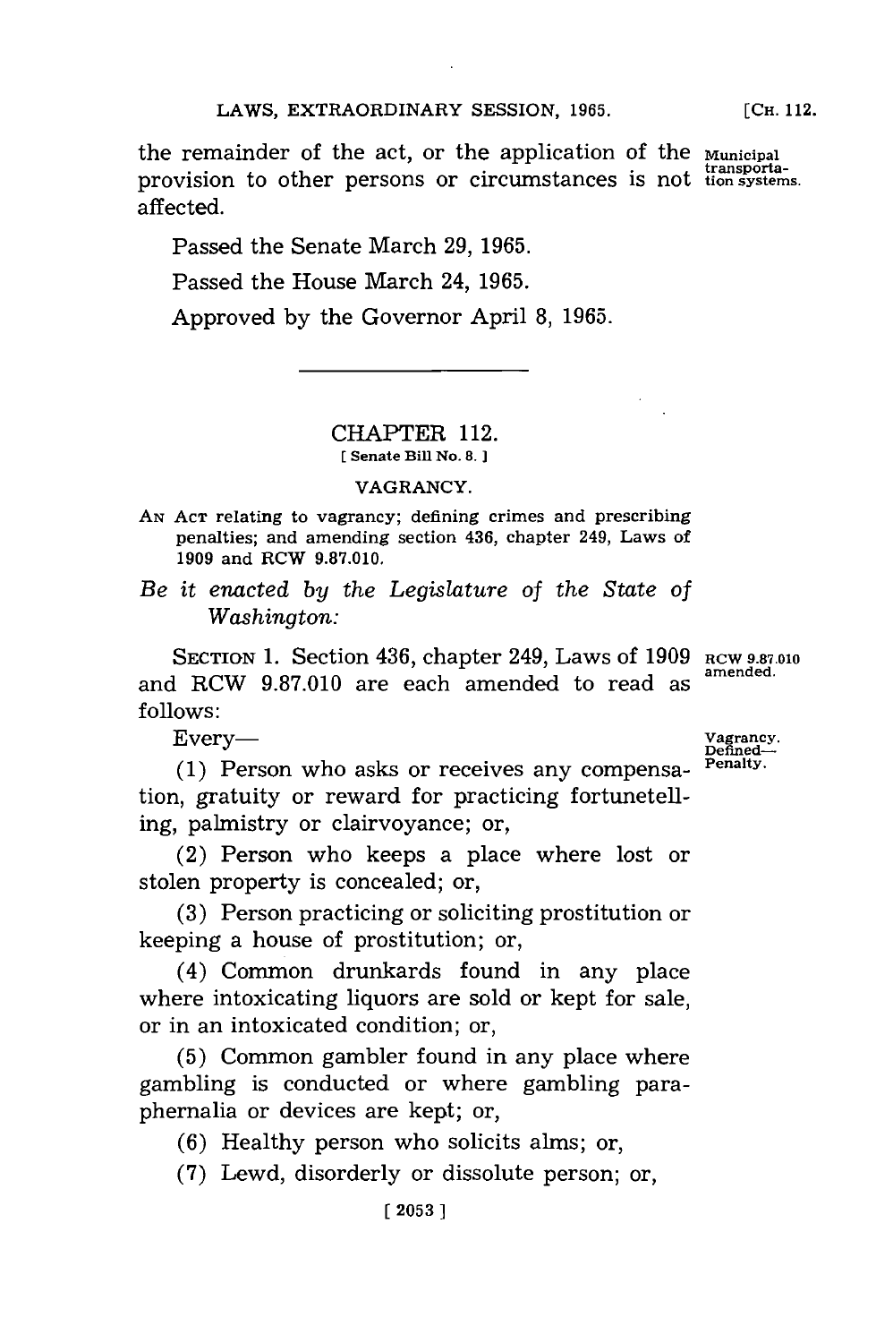the remainder of the act, or the application of the provision to other persons or circumstances is not affected.

Municipal transportation systems.

Passed the Senate March 29, 1965.

Passed the House March 24, 1965.

Approved by the Governor April 8, 1965.

---

## CHAPTER 112.

[ Senate Bill No. 8. ]

### VAGRANCY.

AN ACT relating to vagrancy; defining crimes and prescribing penalties; and amending section 436, chapter 249, Laws of 1909 and RCW 9.87.010.

*Be it enacted by the Legislature of the State of Washington:*

RCW 9.87.010 amended.

SECTION 1. Section 436, chapter 249, Laws of 1909 and RCW 9.87.010 are each amended to read as follows:

Vagrancy. Defined—Penalty.

Every—

(1) Person who asks or receives any compensation, gratuity or reward for practicing fortunetelling, palmistry or clairvoyance; or,

(2) Person who keeps a place where lost or stolen property is concealed; or,

(3) Person practicing or soliciting prostitution or keeping a house of prostitution; or,

(4) Common drunkards found in any place where intoxicating liquors are sold or kept for sale, or in an intoxicated condition; or,

(5) Common gambler found in any place where gambling is conducted or where gambling paraphernalia or devices are kept; or,

(6) Healthy person who solicits alms; or,

(7) Lewd, disorderly or dissolute person; or,